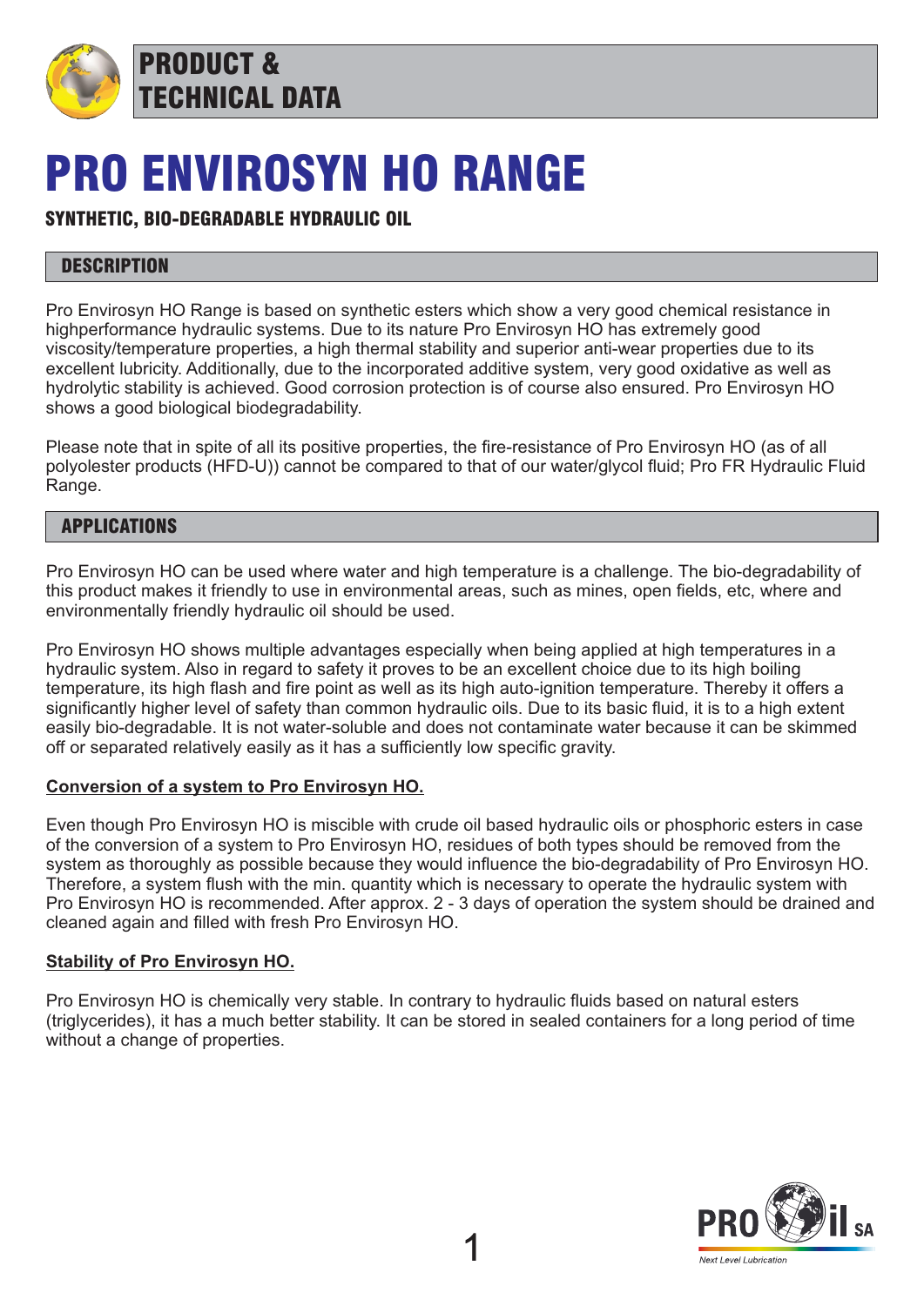# PRODUCT & TECHNICAL DATA

# PRO ENVIROSYN HO RANGE

**SYNTHETIC, BIO-DEGRADABLE HYDRAULIC OIL**

## DESCRIPTION

Pro Envirosyn HO Range is based on synthetic esters which show a very good chemical resistance in highperformance hydraulic systems. Due to its nature Pro Envirosyn HO has extremely good viscosity/temperature properties, a high thermal stability and superior anti-wear properties due to its excellent lubricity. Additionally, due to the incorporated additive system, very good oxidative as well as hydrolytic stability is achieved. Good corrosion protection is of course also ensured. Pro Envirosyn HO shows a good biological biodegradability.

Please note that in spite of all its positive properties, the fire-resistance of Pro Envirosyn HO (as of all polyolester products (HFD-U)) cannot be compared to that of our water/glycol fluid; Pro FR Hydraulic Fluid Range.

## APPLICATIONS

Pro Envirosyn HO can be used where water and high temperature is a challenge. The bio-degradability of this product makes it friendly to use in environmental areas, such as mines, open fields, etc, where and environmentally friendly hydraulic oil should be used.

Pro Envirosyn HO shows multiple advantages especially when being applied at high temperatures in a hydraulic system. Also in regard to safety it proves to be an excellent choice due to its high boiling temperature, its high flash and fire point as well as its high auto-ignition temperature. Thereby it offers a significantly higher level of safety than common hydraulic oils. Due to its basic fluid, it is to a high extent easily bio-degradable. It is not water-soluble and does not contaminate water because it can be skimmed off or separated relatively easily as it has a sufficiently low specific gravity.

### Conversion of a system to Pro Envirosyn HO.

Even though Pro Envirosyn HO is miscible with crude oil based hydraulic oils or phosphoric esters in case of the conversion of a system to Pro Envirosyn HO, residues of both types should be removed from the system as thoroughly as possible because they would influence the bio-degradability of Pro Envirosyn HO. Therefore, a system flush with the min. quantity which is necessary to operate the hydraulic system with Pro Envirosyn HO is recommended. After approx. 2 - 3 days of operation the system should be drained and cleaned again and filled with fresh Pro Envirosyn HO.

### Stability of Pro Envirosyn HO.

Pro Envirosyn HO is chemically very stable. In contrary to hydraulic fluids based on natural esters (triglycerides), it has a much better stability. It can be stored in sealed containers for a long period of time without a change of properties.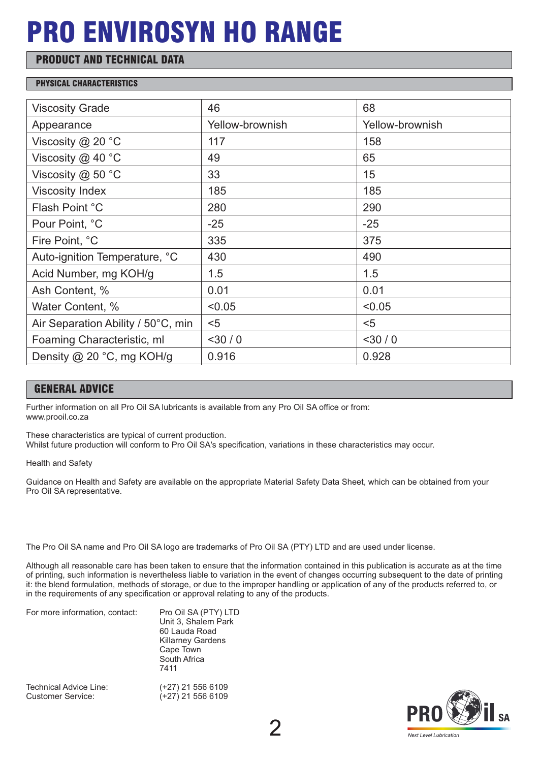# PRO ENVIROSYN HO RANGE

## PRODUCT AND TECHNICAL DATA

### PHYSICAL CHARACTERISTICS

| | | |
|---|---|---|
| Viscosity Grade | 46 | 68 |
| Appearance | Yellow-brownish | Yellow-brownish |
| Viscosity @ 20 °C | 117 | 158 |
| Viscosity @ 40 °C | 49 | 65 |
| Viscosity @ 50 °C | 33 | 15 |
| Viscosity Index | 185 | 185 |
| Flash Point °C | 280 | 290 |
| Pour Point, °C | -25 | -25 |
| Fire Point, °C | 335 | 375 |
| Auto-ignition Temperature, °C | 430 | 490 |
| Acid Number, mg KOH/g | 1.5 | 1.5 |
| Ash Content, % | 0.01 | 0.01 |
| Water Content, % | <0.05 | <0.05 |
| Air Separation Ability / 50°C, min | <5 | <5 |
| Foaming Characteristic, ml | <30 / 0 | <30 / 0 |
| Density @ 20 °C, mg KOH/g | 0.916 | 0.928 |

## GENERAL ADVICE

Further information on all Pro Oil SA lubricants is available from any Pro Oil SA office or from:
www.prooil.co.za

These characteristics are typical of current production.
Whilst future production will conform to Pro Oil SA's specification, variations in these characteristics may occur.

Health and Safety

Guidance on Health and Safety are available on the appropriate Material Safety Data Sheet, which can be obtained from your Pro Oil SA representative.

The Pro Oil SA name and Pro Oil SA logo are trademarks of Pro Oil SA (PTY) LTD and are used under license.

Although all reasonable care has been taken to ensure that the information contained in this publication is accurate as at the time of printing, such information is nevertheless liable to variation in the event of changes occurring subsequent to the date of printing it: the blend formulation, methods of storage, or due to the improper handling or application of any of the products referred to, or in the requirements of any specification or approval relating to any of the products.

For more information, contact:
Pro Oil SA (PTY) LTD
Unit 3, Shalem Park
60 Lauda Road
Killarney Gardens
Cape Town
South Africa
7411

Technical Advice Line: (+27) 21 556 6109
Customer Service: (+27) 21 556 6109

PRO Oil SA
*Next Level Lubrication*